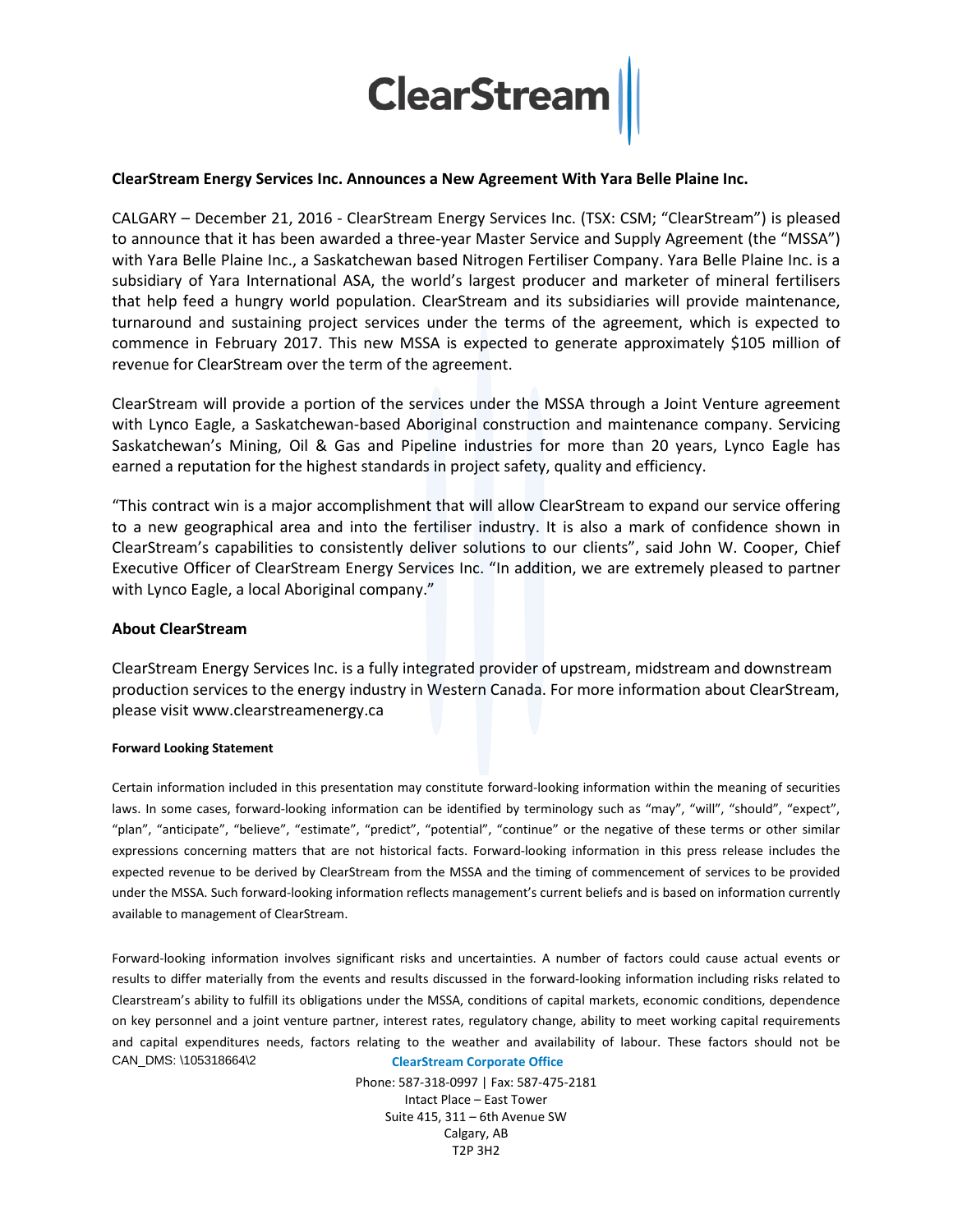# ClearStream

**ClearStream Energy Services Inc. Announces a New Agreement With Yara Belle Plaine Inc.**

CALGARY – December 21, 2016 - ClearStream Energy Services Inc. (TSX: CSM; "ClearStream") is pleased to announce that it has been awarded a three-year Master Service and Supply Agreement (the "MSSA") with Yara Belle Plaine Inc., a Saskatchewan based Nitrogen Fertiliser Company. Yara Belle Plaine Inc. is a subsidiary of Yara International ASA, the world's largest producer and marketer of mineral fertilisers that help feed a hungry world population. ClearStream and its subsidiaries will provide maintenance, turnaround and sustaining project services under the terms of the agreement, which is expected to commence in February 2017. This new MSSA is expected to generate approximately $105 million of revenue for ClearStream over the term of the agreement.

ClearStream will provide a portion of the services under the MSSA through a Joint Venture agreement with Lynco Eagle, a Saskatchewan-based Aboriginal construction and maintenance company. Servicing Saskatchewan's Mining, Oil & Gas and Pipeline industries for more than 20 years, Lynco Eagle has earned a reputation for the highest standards in project safety, quality and efficiency.

"This contract win is a major accomplishment that will allow ClearStream to expand our service offering to a new geographical area and into the fertiliser industry. It is also a mark of confidence shown in ClearStream's capabilities to consistently deliver solutions to our clients", said John W. Cooper, Chief Executive Officer of ClearStream Energy Services Inc. "In addition, we are extremely pleased to partner with Lynco Eagle, a local Aboriginal company."

**About ClearStream**

ClearStream Energy Services Inc. is a fully integrated provider of upstream, midstream and downstream production services to the energy industry in Western Canada. For more information about ClearStream, please visit www.clearstreamenergy.ca

**Forward Looking Statement**

Certain information included in this presentation may constitute forward-looking information within the meaning of securities laws. In some cases, forward-looking information can be identified by terminology such as "may", "will", "should", "expect", "plan", "anticipate", "believe", "estimate", "predict", "potential", "continue" or the negative of these terms or other similar expressions concerning matters that are not historical facts. Forward-looking information in this press release includes the expected revenue to be derived by ClearStream from the MSSA and the timing of commencement of services to be provided under the MSSA. Such forward-looking information reflects management's current beliefs and is based on information currently available to management of ClearStream.

Forward-looking information involves significant risks and uncertainties. A number of factors could cause actual events or results to differ materially from the events and results discussed in the forward-looking information including risks related to Clearstream's ability to fulfill its obligations under the MSSA, conditions of capital markets, economic conditions, dependence on key personnel and a joint venture partner, interest rates, regulatory change, ability to meet working capital requirements and capital expenditures needs, factors relating to the weather and availability of labour. These factors should not be

CAN_DMS: \105318664\2

**ClearStream Corporate Office**

Phone: 587-318-0997 | Fax: 587-475-2181
Intact Place – East Tower
Suite 415, 311 – 6th Avenue SW
Calgary, AB
T2P 3H2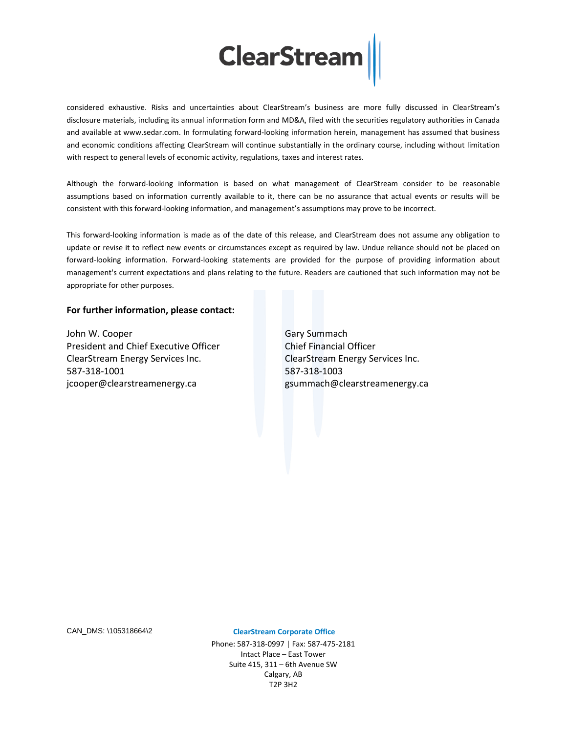considered exhaustive. Risks and uncertainties about ClearStream's business are more fully discussed in ClearStream's disclosure materials, including its annual information form and MD&A, filed with the securities regulatory authorities in Canada and available at www.sedar.com. In formulating forward-looking information herein, management has assumed that business and economic conditions affecting ClearStream will continue substantially in the ordinary course, including without limitation with respect to general levels of economic activity, regulations, taxes and interest rates.

Although the forward-looking information is based on what management of ClearStream consider to be reasonable assumptions based on information currently available to it, there can be no assurance that actual events or results will be consistent with this forward-looking information, and management's assumptions may prove to be incorrect.

This forward-looking information is made as of the date of this release, and ClearStream does not assume any obligation to update or revise it to reflect new events or circumstances except as required by law. Undue reliance should not be placed on forward-looking information. Forward-looking statements are provided for the purpose of providing information about management's current expectations and plans relating to the future. Readers are cautioned that such information may not be appropriate for other purposes.

**For further information, please contact:**

John W. Cooper
President and Chief Executive Officer
ClearStream Energy Services Inc.
587-318-1001
jcooper@clearstreamenergy.ca

Gary Summach
Chief Financial Officer
ClearStream Energy Services Inc.
587-318-1003
gsummach@clearstreamenergy.ca

CAN_DMS: \105318664\2

**ClearStream Corporate Office**
Phone: 587-318-0997 | Fax: 587-475-2181
Intact Place – East Tower
Suite 415, 311 – 6th Avenue SW
Calgary, AB
T2P 3H2